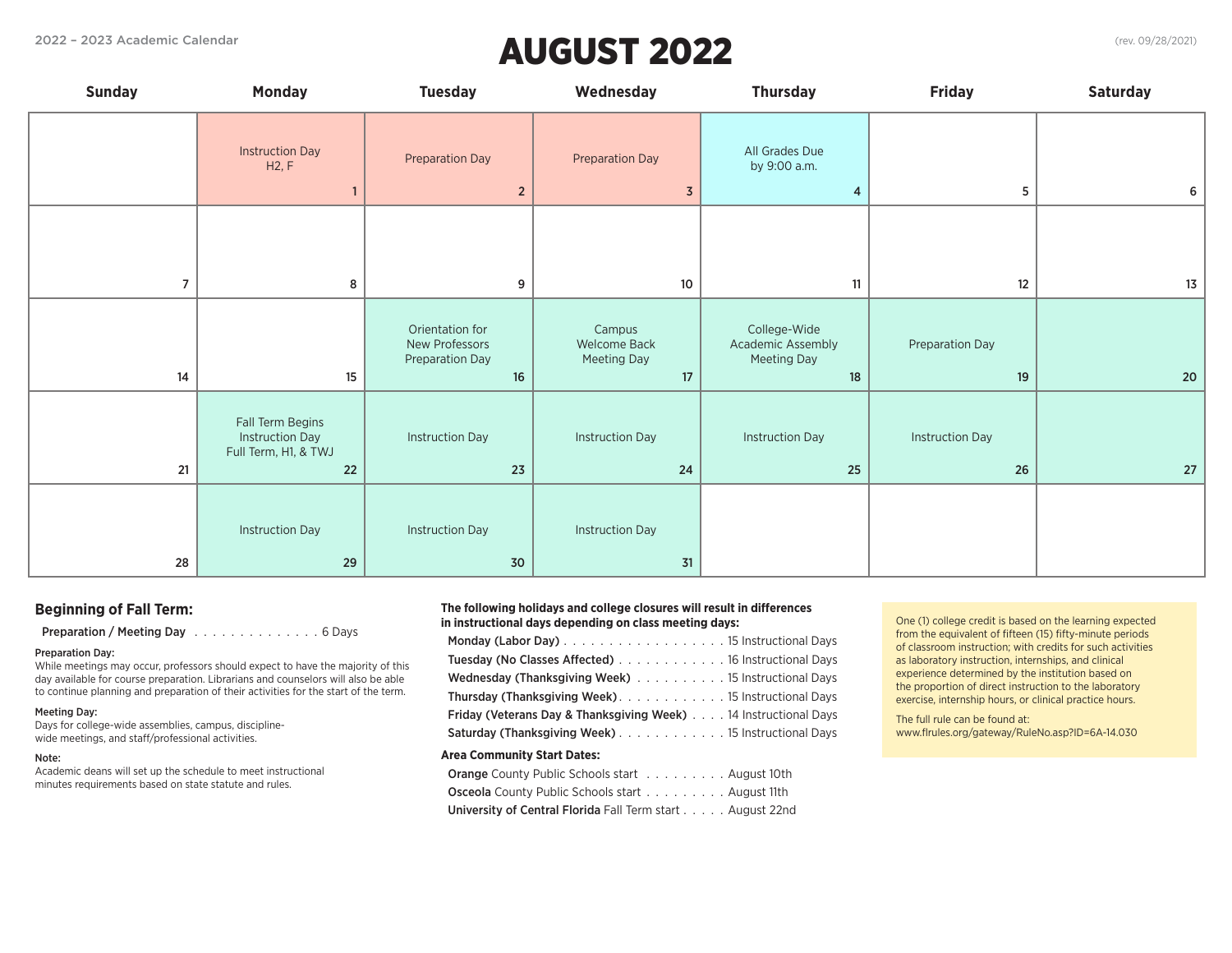2022 – 2023 Academic Calendar

# AUGUST 2022

(rev. 09/28/2021)

| Sunday | Monday | Tuesday | Wednesday | Thursday | Friday | Saturday |
|---|---|---|---|---|---|---|
| | Instruction Day H2, F 1 | Preparation Day 2 | Preparation Day 3 | All Grades Due by 9:00 a.m. 4 | 5 | 6 |
| 7 | 8 | 9 | 10 | 11 | 12 | 13 |
| 14 | 15 | Orientation for New Professors Preparation Day 16 | Campus Welcome Back Meeting Day 17 | College-Wide Academic Assembly Meeting Day 18 | Preparation Day 19 | 20 |
| 21 | Fall Term Begins Instruction Day Full Term, H1, & TWJ 22 | Instruction Day 23 | Instruction Day 24 | Instruction Day 25 | Instruction Day 26 | 27 |
| 28 | Instruction Day 29 | Instruction Day 30 | Instruction Day 31 | | | |

## Beginning of Fall Term:

**Preparation / Meeting Day** . . . . . . . . . . . . . . . 6 Days

**Preparation Day:**
While meetings may occur, professors should expect to have the majority of this day available for course preparation. Librarians and counselors will also be able to continue planning and preparation of their activities for the start of the term.

**Meeting Day:**
Days for college-wide assemblies, campus, discipline-wide meetings, and staff/professional activities.

**Note:**
Academic deans will set up the schedule to meet instructional minutes requirements based on state statute and rules.

**The following holidays and college closures will result in differences in instructional days depending on class meeting days:**

**Monday (Labor Day)** . . . . . . . . . . . . . . . . . . . 15 Instructional Days
**Tuesday (No Classes Affected)** . . . . . . . . . . . . 16 Instructional Days
**Wednesday (Thanksgiving Week)** . . . . . . . . . . 15 Instructional Days
**Thursday (Thanksgiving Week)** . . . . . . . . . . . . 15 Instructional Days
**Friday (Veterans Day & Thanksgiving Week)** . . . . 14 Instructional Days
**Saturday (Thanksgiving Week)** . . . . . . . . . . . . 15 Instructional Days

**Area Community Start Dates:**

**Orange** County Public Schools start . . . . . . . . . August 10th
**Osceola** County Public Schools start . . . . . . . . . August 11th
**University of Central Florida** Fall Term start . . . . . August 22nd

One (1) college credit is based on the learning expected from the equivalent of fifteen (15) fifty-minute periods of classroom instruction; with credits for such activities as laboratory instruction, internships, and clinical experience determined by the institution based on the proportion of direct instruction to the laboratory exercise, internship hours, or clinical practice hours.

The full rule can be found at:
www.flrules.org/gateway/RuleNo.asp?ID=6A-14.030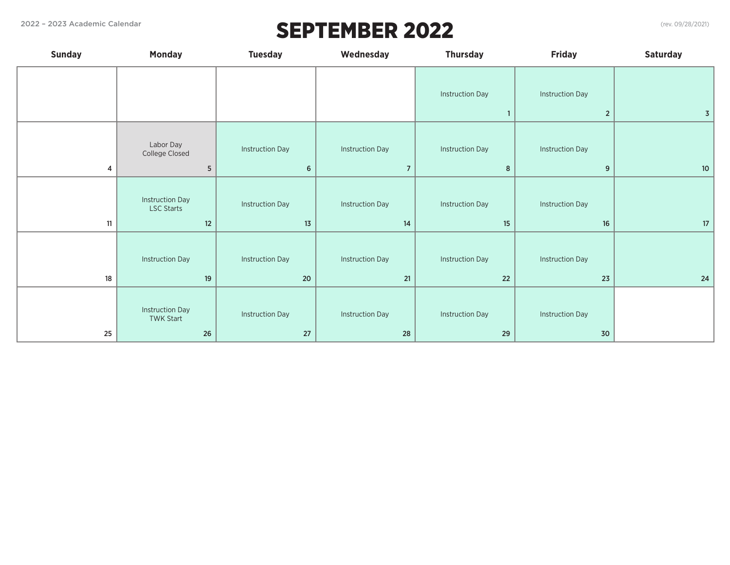2022 – 2023 Academic Calendar

# SEPTEMBER 2022

(rev. 09/28/2021)

| Sunday | Monday | Tuesday | Wednesday | Thursday | Friday | Saturday |
|---|---|---|---|---|---|---|
| | | | | Instruction Day 1 | Instruction Day 2 | 3 |
| 4 | Labor Day College Closed 5 | Instruction Day 6 | Instruction Day 7 | Instruction Day 8 | Instruction Day 9 | 10 |
| 11 | Instruction Day LSC Starts 12 | Instruction Day 13 | Instruction Day 14 | Instruction Day 15 | Instruction Day 16 | 17 |
| 18 | Instruction Day 19 | Instruction Day 20 | Instruction Day 21 | Instruction Day 22 | Instruction Day 23 | 24 |
| 25 | Instruction Day TWK Start 26 | Instruction Day 27 | Instruction Day 28 | Instruction Day 29 | Instruction Day 30 | |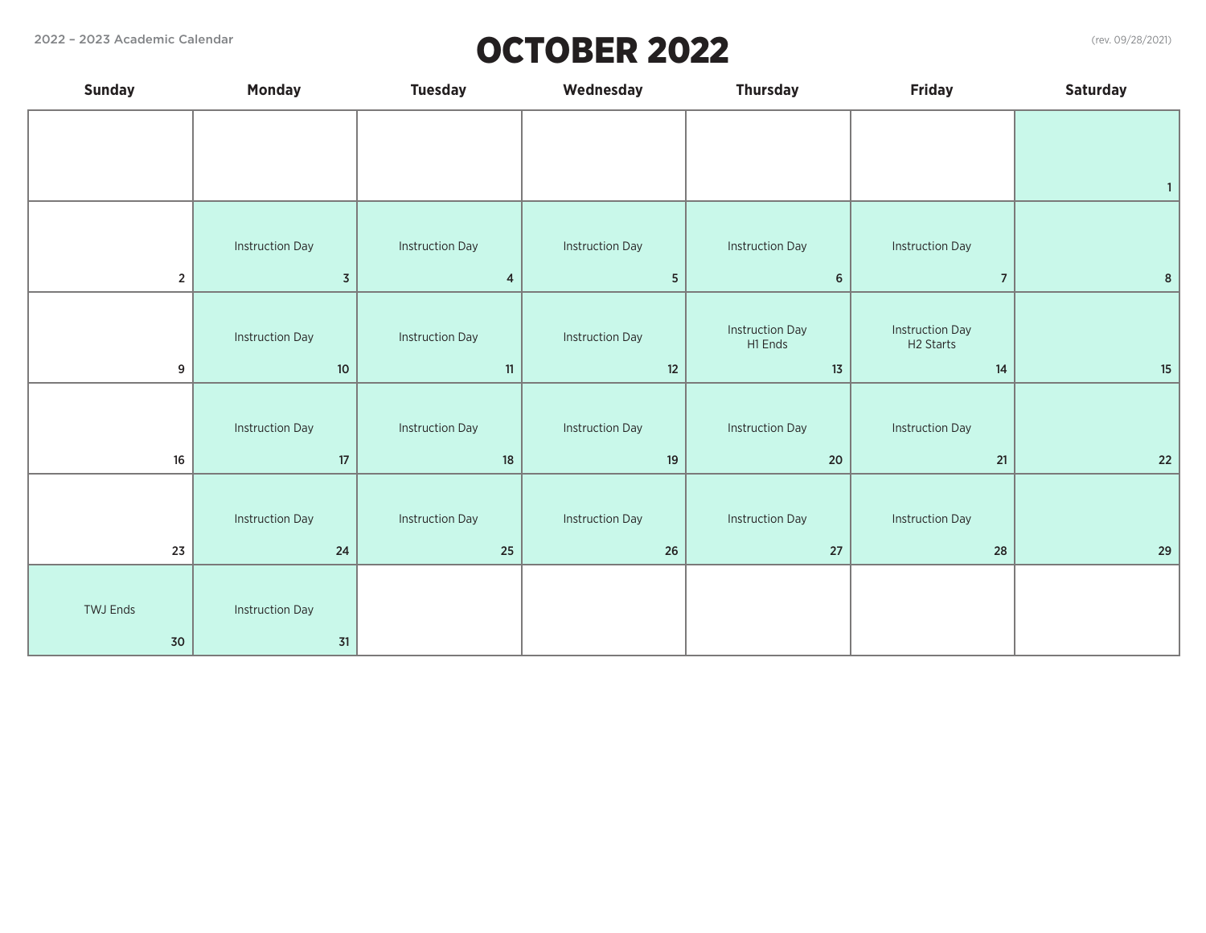2022 – 2023 Academic Calendar

(rev. 09/28/2021)

# OCTOBER 2022

| Sunday | Monday | Tuesday | Wednesday | Thursday | Friday | Saturday |
| --- | --- | --- | --- | --- | --- | --- |
| | | | | | | 1 |
| 2 | Instruction Day 3 | Instruction Day 4 | Instruction Day 5 | Instruction Day 6 | Instruction Day 7 | 8 |
| 9 | Instruction Day 10 | Instruction Day 11 | Instruction Day 12 | Instruction Day H1 Ends 13 | Instruction Day H2 Starts 14 | 15 |
| 16 | Instruction Day 17 | Instruction Day 18 | Instruction Day 19 | Instruction Day 20 | Instruction Day 21 | 22 |
| 23 | Instruction Day 24 | Instruction Day 25 | Instruction Day 26 | Instruction Day 27 | Instruction Day 28 | 29 |
| TWJ Ends 30 | Instruction Day 31 | | | | | |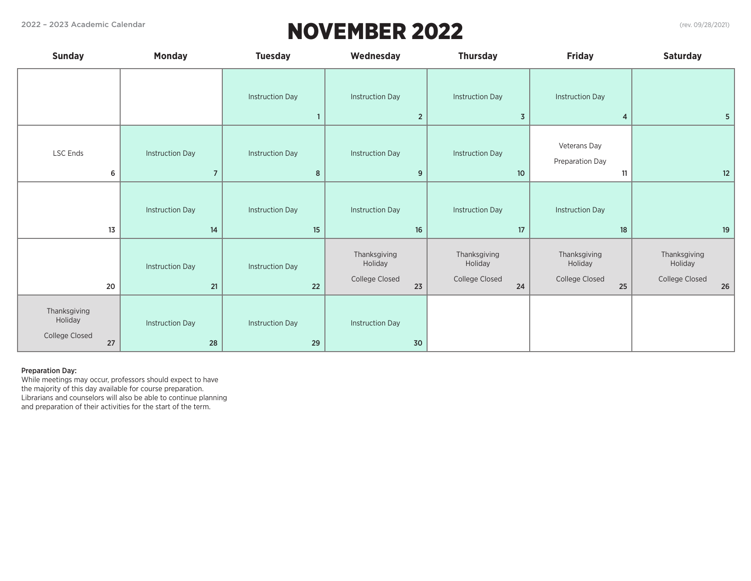2022 – 2023 Academic Calendar

(rev. 09/28/2021)

# NOVEMBER 2022

| Sunday | Monday | Tuesday | Wednesday | Thursday | Friday | Saturday |
|---|---|---|---|---|---|---|
| | | Instruction Day 1 | Instruction Day 2 | Instruction Day 3 | Instruction Day 4 | 5 |
| LSC Ends 6 | Instruction Day 7 | Instruction Day 8 | Instruction Day 9 | Instruction Day 10 | Veterans Day Preparation Day 11 | 12 |
| 13 | Instruction Day 14 | Instruction Day 15 | Instruction Day 16 | Instruction Day 17 | Instruction Day 18 | 19 |
| 20 | Instruction Day 21 | Instruction Day 22 | Thanksgiving Holiday College Closed 23 | Thanksgiving Holiday College Closed 24 | Thanksgiving Holiday College Closed 25 | Thanksgiving Holiday College Closed 26 |
| Thanksgiving Holiday College Closed 27 | Instruction Day 28 | Instruction Day 29 | Instruction Day 30 | | | |

**Preparation Day:**
While meetings may occur, professors should expect to have the majority of this day available for course preparation. Librarians and counselors will also be able to continue planning and preparation of their activities for the start of the term.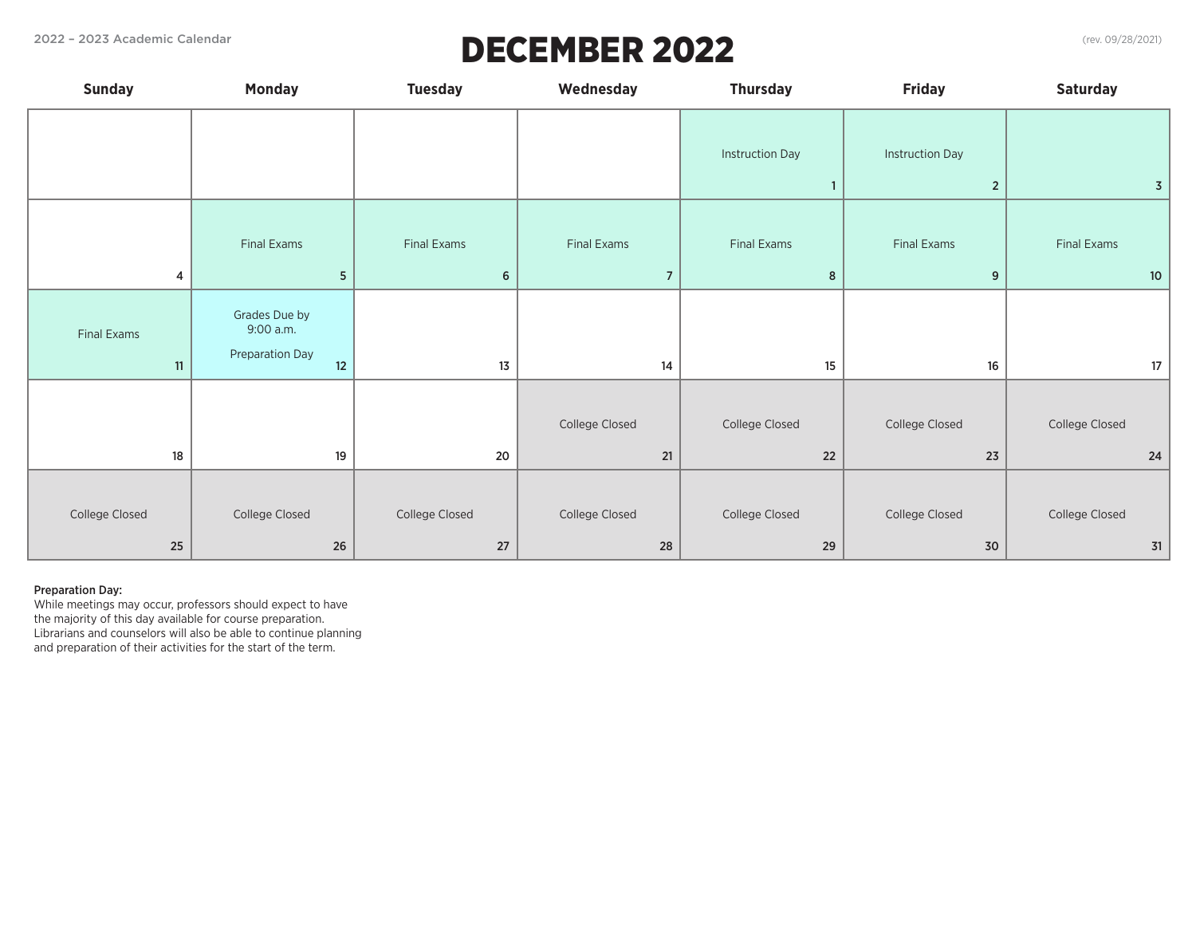2022 – 2023 Academic Calendar

# DECEMBER 2022

(rev. 09/28/2021)

| Sunday | Monday | Tuesday | Wednesday | Thursday | Friday | Saturday |
|---|---|---|---|---|---|---|
| | | | | Instruction Day 1 | Instruction Day 2 | 3 |
| 4 | Final Exams 5 | Final Exams 6 | Final Exams 7 | Final Exams 8 | Final Exams 9 | Final Exams 10 |
| Final Exams 11 | Grades Due by 9:00 a.m. Preparation Day 12 | 13 | 14 | 15 | 16 | 17 |
| 18 | 19 | 20 | College Closed 21 | College Closed 22 | College Closed 23 | College Closed 24 |
| College Closed 25 | College Closed 26 | College Closed 27 | College Closed 28 | College Closed 29 | College Closed 30 | College Closed 31 |

**Preparation Day:**
While meetings may occur, professors should expect to have the majority of this day available for course preparation. Librarians and counselors will also be able to continue planning and preparation of their activities for the start of the term.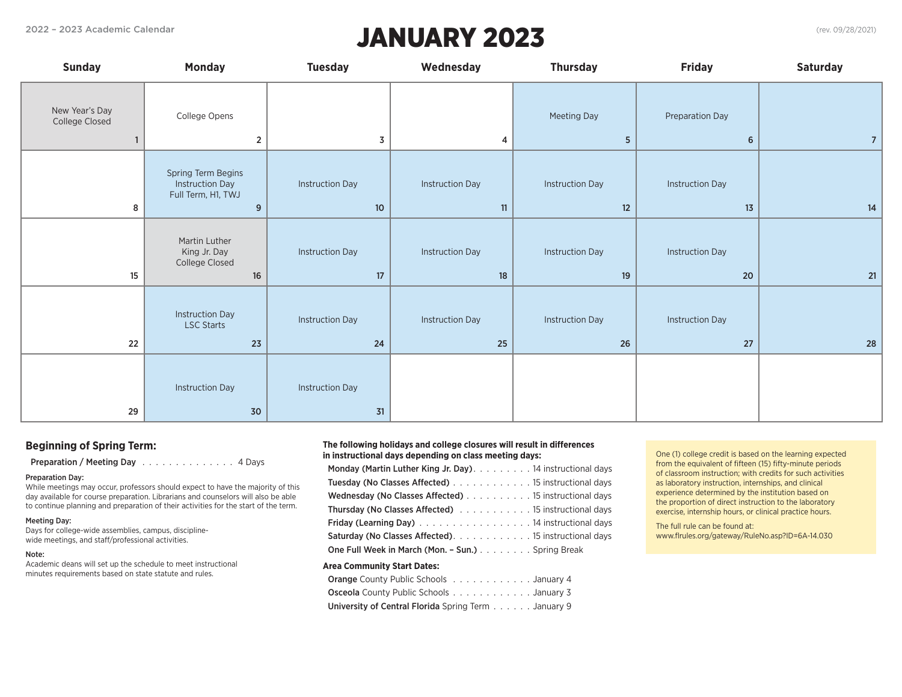2022 – 2023 Academic Calendar

# JANUARY 2023

(rev. 09/28/2021)

| Sunday | Monday | Tuesday | Wednesday | Thursday | Friday | Saturday |
|---|---|---|---|---|---|---|
| 1 New Year's Day College Closed | 2 College Opens | 3 | 4 | 5 Meeting Day | 6 Preparation Day | 7 |
| 8 | 9 Spring Term Begins Instruction Day Full Term, H1, TWJ | 10 Instruction Day | 11 Instruction Day | 12 Instruction Day | 13 Instruction Day | 14 |
| 15 | 16 Martin Luther King Jr. Day College Closed | 17 Instruction Day | 18 Instruction Day | 19 Instruction Day | 20 Instruction Day | 21 |
| 22 | 23 Instruction Day LSC Starts | 24 Instruction Day | 25 Instruction Day | 26 Instruction Day | 27 Instruction Day | 28 |
| 29 | 30 Instruction Day | 31 Instruction Day | | | | |

### Beginning of Spring Term:

**Preparation / Meeting Day** . . . . . . . . . . . . . . . 4 Days

**Preparation Day:**
While meetings may occur, professors should expect to have the majority of this day available for course preparation. Librarians and counselors will also be able to continue planning and preparation of their activities for the start of the term.

**Meeting Day:**
Days for college-wide assemblies, campus, discipline-wide meetings, and staff/professional activities.

**Note:**
Academic deans will set up the schedule to meet instructional minutes requirements based on state statute and rules.

**The following holidays and college closures will result in differences in instructional days depending on class meeting days:**

- **Monday (Martin Luther King Jr. Day)**. . . . . . . . . 14 instructional days
- **Tuesday (No Classes Affected)** . . . . . . . . . . . . 15 instructional days
- **Wednesday (No Classes Affected)** . . . . . . . . . . 15 instructional days
- **Thursday (No Classes Affected)** . . . . . . . . . . . 15 instructional days
- **Friday (Learning Day)** . . . . . . . . . . . . . . . . . . 14 instructional days
- **Saturday (No Classes Affected)**. . . . . . . . . . . . 15 instructional days
- **One Full Week in March (Mon. – Sun.)** . . . . . . . . Spring Break

**Area Community Start Dates:**

- **Orange** County Public Schools . . . . . . . . . . . . January 4
- **Osceola** County Public Schools . . . . . . . . . . . . January 3
- **University of Central Florida** Spring Term . . . . . . January 9

One (1) college credit is based on the learning expected from the equivalent of fifteen (15) fifty-minute periods of classroom instruction; with credits for such activities as laboratory instruction, internships, and clinical experience determined by the institution based on the proportion of direct instruction to the laboratory exercise, internship hours, or clinical practice hours.

The full rule can be found at:
www.flrules.org/gateway/RuleNo.asp?ID=6A-14.030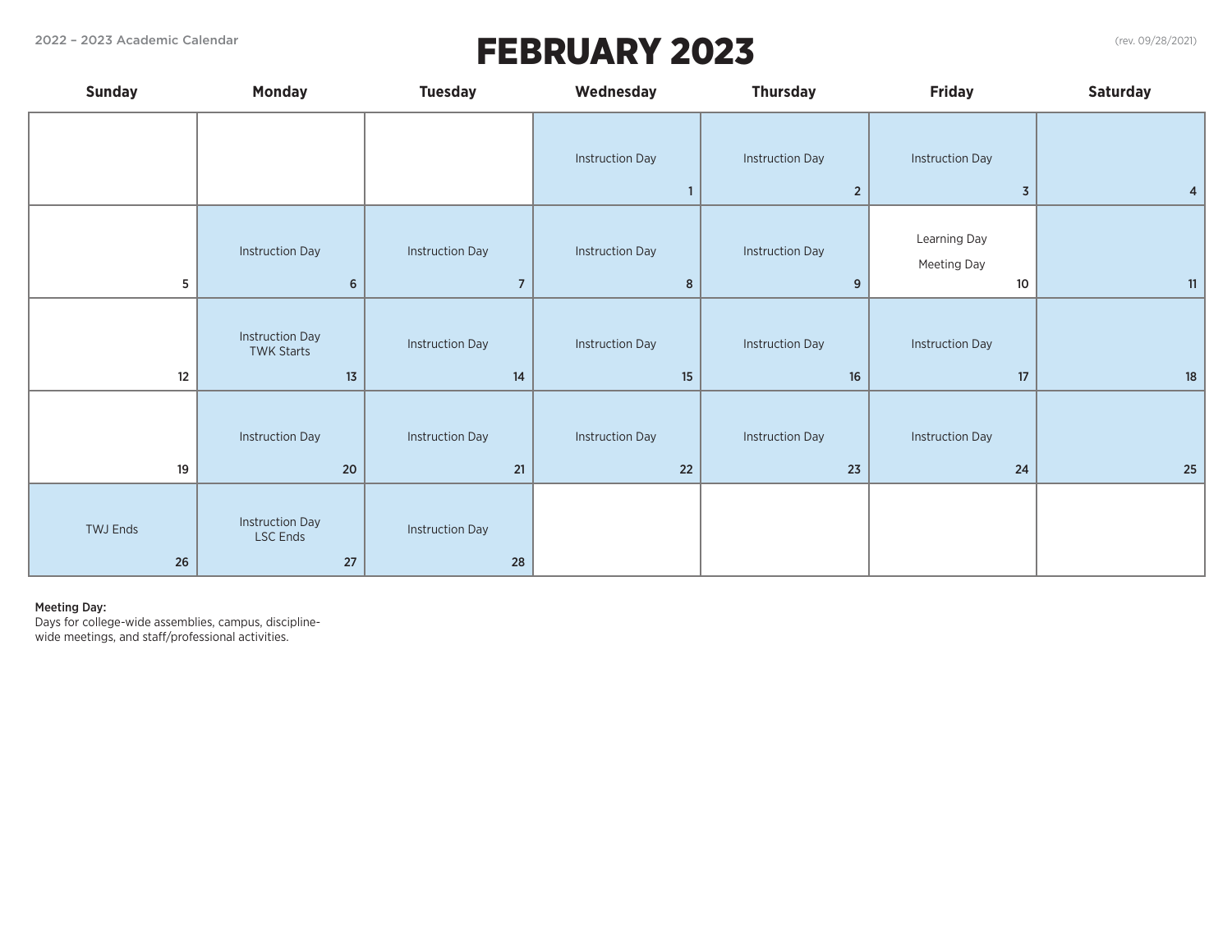2022 – 2023 Academic Calendar

# FEBRUARY 2023

(rev. 09/28/2021)

| Sunday | Monday | Tuesday | Wednesday | Thursday | Friday | Saturday |
|---|---|---|---|---|---|---|
| | | | Instruction Day 1 | Instruction Day 2 | Instruction Day 3 | 4 |
| 5 | Instruction Day 6 | Instruction Day 7 | Instruction Day 8 | Instruction Day 9 | Learning Day Meeting Day 10 | 11 |
| 12 | Instruction Day TWK Starts 13 | Instruction Day 14 | Instruction Day 15 | Instruction Day 16 | Instruction Day 17 | 18 |
| 19 | Instruction Day 20 | Instruction Day 21 | Instruction Day 22 | Instruction Day 23 | Instruction Day 24 | 25 |
| TWJ Ends 26 | Instruction Day LSC Ends 27 | Instruction Day 28 | | | | |

**Meeting Day:**
Days for college-wide assemblies, campus, discipline-wide meetings, and staff/professional activities.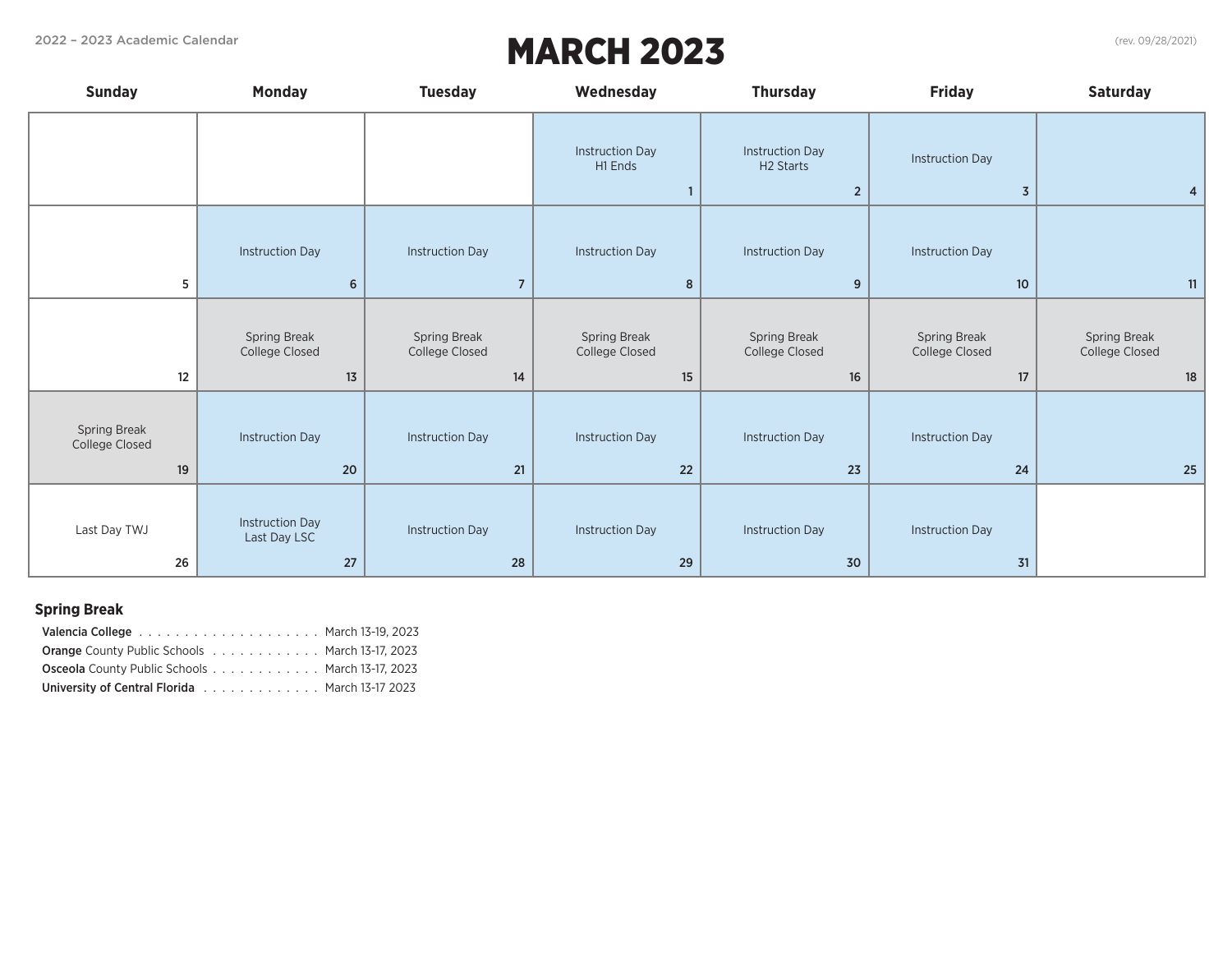2022 – 2023 Academic Calendar

# MARCH 2023

(rev. 09/28/2021)

| Sunday | Monday | Tuesday | Wednesday | Thursday | Friday | Saturday |
|---|---|---|---|---|---|---|
| | | | Instruction Day<br>H1 Ends<br>1 | Instruction Day<br>H2 Starts<br>2 | Instruction Day<br>3 | 4 |
| 5 | Instruction Day<br>6 | Instruction Day<br>7 | Instruction Day<br>8 | Instruction Day<br>9 | Instruction Day<br>10 | 11 |
| 12 | Spring Break<br>College Closed<br>13 | Spring Break<br>College Closed<br>14 | Spring Break<br>College Closed<br>15 | Spring Break<br>College Closed<br>16 | Spring Break<br>College Closed<br>17 | Spring Break<br>College Closed<br>18 |
| Spring Break<br>College Closed<br>19 | Instruction Day<br>20 | Instruction Day<br>21 | Instruction Day<br>22 | Instruction Day<br>23 | Instruction Day<br>24 | 25 |
| Last Day TWJ<br>26 | Instruction Day<br>Last Day LSC<br>27 | Instruction Day<br>28 | Instruction Day<br>29 | Instruction Day<br>30 | Instruction Day<br>31 | |

### Spring Break

- **Valencia College** . . . . . . . . . . . . . . . . . . . . March 13-19, 2023
- **Orange** County Public Schools . . . . . . . . . . . . March 13-17, 2023
- **Osceola** County Public Schools . . . . . . . . . . . . March 13-17, 2023
- **University of Central Florida** . . . . . . . . . . . . . March 13-17 2023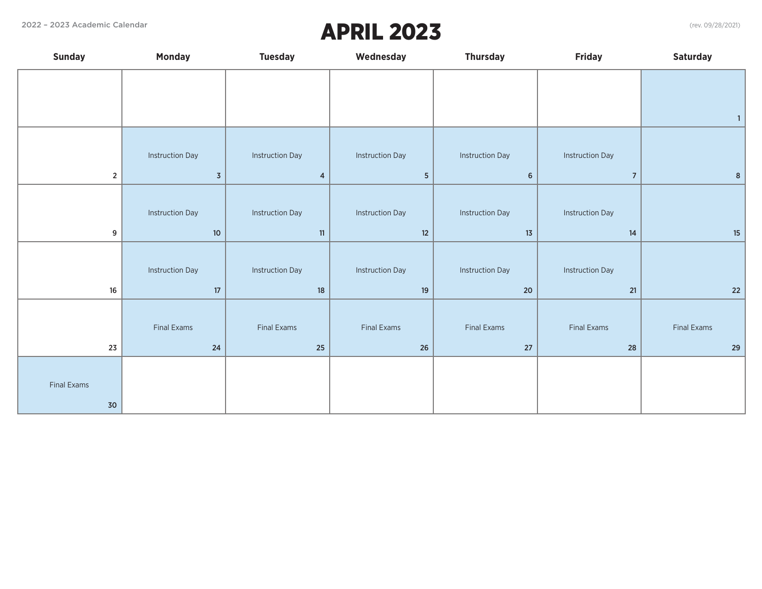2022 – 2023 Academic Calendar

# APRIL 2023

(rev. 09/28/2021)

| Sunday | Monday | Tuesday | Wednesday | Thursday | Friday | Saturday |
| --- | --- | --- | --- | --- | --- | --- |
| | | | | | | 1 |
| 2 | Instruction Day 3 | Instruction Day 4 | Instruction Day 5 | Instruction Day 6 | Instruction Day 7 | 8 |
| 9 | Instruction Day 10 | Instruction Day 11 | Instruction Day 12 | Instruction Day 13 | Instruction Day 14 | 15 |
| 16 | Instruction Day 17 | Instruction Day 18 | Instruction Day 19 | Instruction Day 20 | Instruction Day 21 | 22 |
| 23 | Final Exams 24 | Final Exams 25 | Final Exams 26 | Final Exams 27 | Final Exams 28 | Final Exams 29 |
| Final Exams 30 | | | | | | |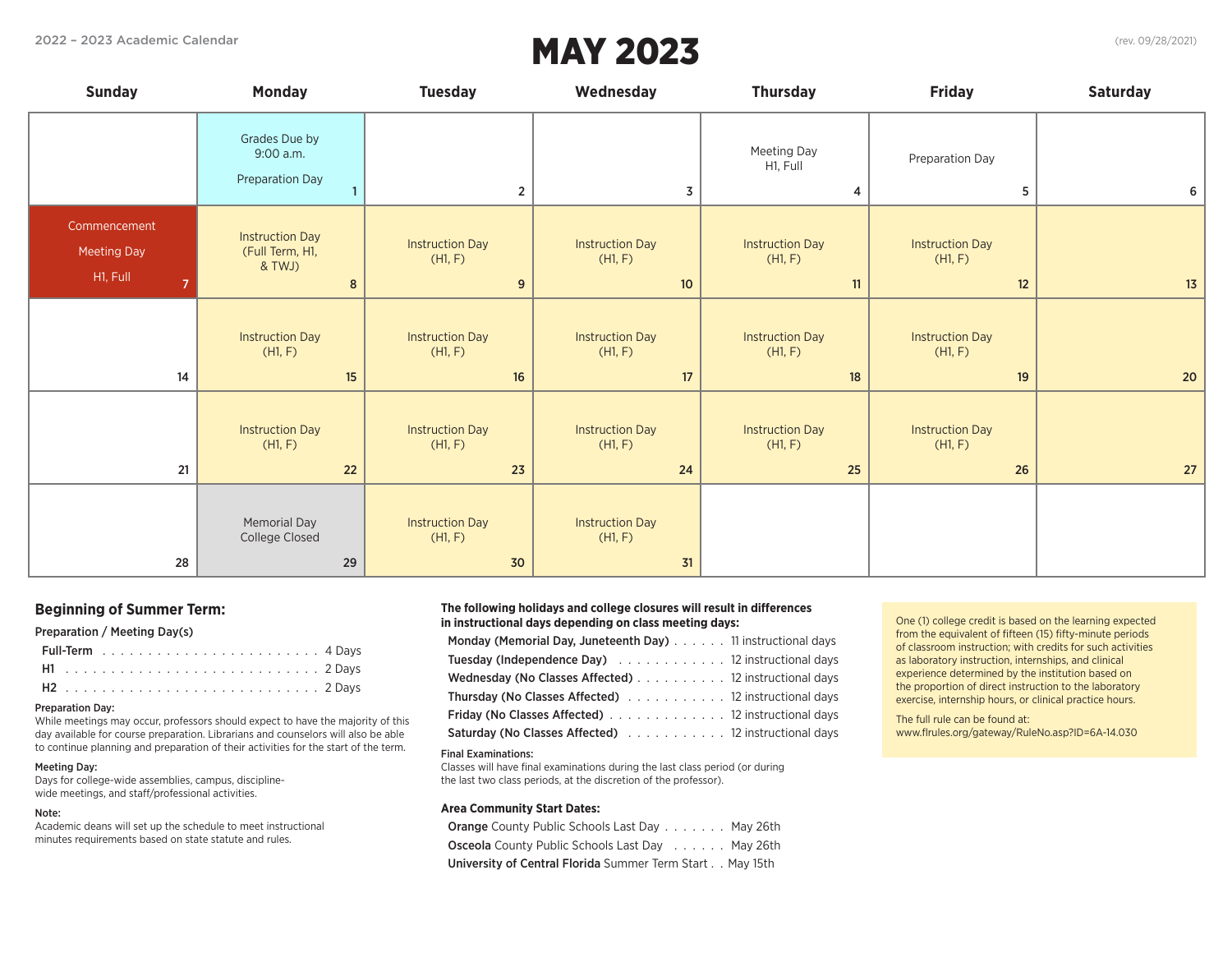2022 – 2023 Academic Calendar

# MAY 2023

(rev. 09/28/2021)

| Sunday | Monday | Tuesday | Wednesday | Thursday | Friday | Saturday |
|---|---|---|---|---|---|---|
| | Grades Due by 9:00 a.m. Preparation Day 1 | 2 | 3 | Meeting Day H1, Full 4 | Preparation Day 5 | 6 |
| Commencement Meeting Day H1, Full 7 | Instruction Day (Full Term, H1, & TWJ) 8 | Instruction Day (H1, F) 9 | Instruction Day (H1, F) 10 | Instruction Day (H1, F) 11 | Instruction Day (H1, F) 12 | 13 |
| 14 | Instruction Day (H1, F) 15 | Instruction Day (H1, F) 16 | Instruction Day (H1, F) 17 | Instruction Day (H1, F) 18 | Instruction Day (H1, F) 19 | 20 |
| 21 | Instruction Day (H1, F) 22 | Instruction Day (H1, F) 23 | Instruction Day (H1, F) 24 | Instruction Day (H1, F) 25 | Instruction Day (H1, F) 26 | 27 |
| 28 | Memorial Day College Closed 29 | Instruction Day (H1, F) 30 | Instruction Day (H1, F) 31 | | | |

## Beginning of Summer Term:

**Preparation / Meeting Day(s)**

| | |
|---|---|
| **Full-Term** | 4 Days |
| **H1** | 2 Days |
| **H2** | 2 Days |

**Preparation Day:**
While meetings may occur, professors should expect to have the majority of this day available for course preparation. Librarians and counselors will also be able to continue planning and preparation of their activities for the start of the term.

**Meeting Day:**
Days for college-wide assemblies, campus, discipline-wide meetings, and staff/professional activities.

**Note:**
Academic deans will set up the schedule to meet instructional minutes requirements based on state statute and rules.

**The following holidays and college closures will result in differences in instructional days depending on class meeting days:**

| | |
|---|---|
| **Monday (Memorial Day, Juneteenth Day)** | 11 instructional days |
| **Tuesday (Independence Day)** | 12 instructional days |
| **Wednesday (No Classes Affected)** | 12 instructional days |
| **Thursday (No Classes Affected)** | 12 instructional days |
| **Friday (No Classes Affected)** | 12 instructional days |
| **Saturday (No Classes Affected)** | 12 instructional days |

**Final Examinations:**
Classes will have final examinations during the last class period (or during the last two class periods, at the discretion of the professor).

**Area Community Start Dates:**

| | |
|---|---|
| **Orange** County Public Schools Last Day | May 26th |
| **Osceola** County Public Schools Last Day | May 26th |
| **University of Central Florida** Summer Term Start | May 15th |

One (1) college credit is based on the learning expected from the equivalent of fifteen (15) fifty-minute periods of classroom instruction; with credits for such activities as laboratory instruction, internships, and clinical experience determined by the institution based on the proportion of direct instruction to the laboratory exercise, internship hours, or clinical practice hours.

The full rule can be found at: www.flrules.org/gateway/RuleNo.asp?ID=6A-14.030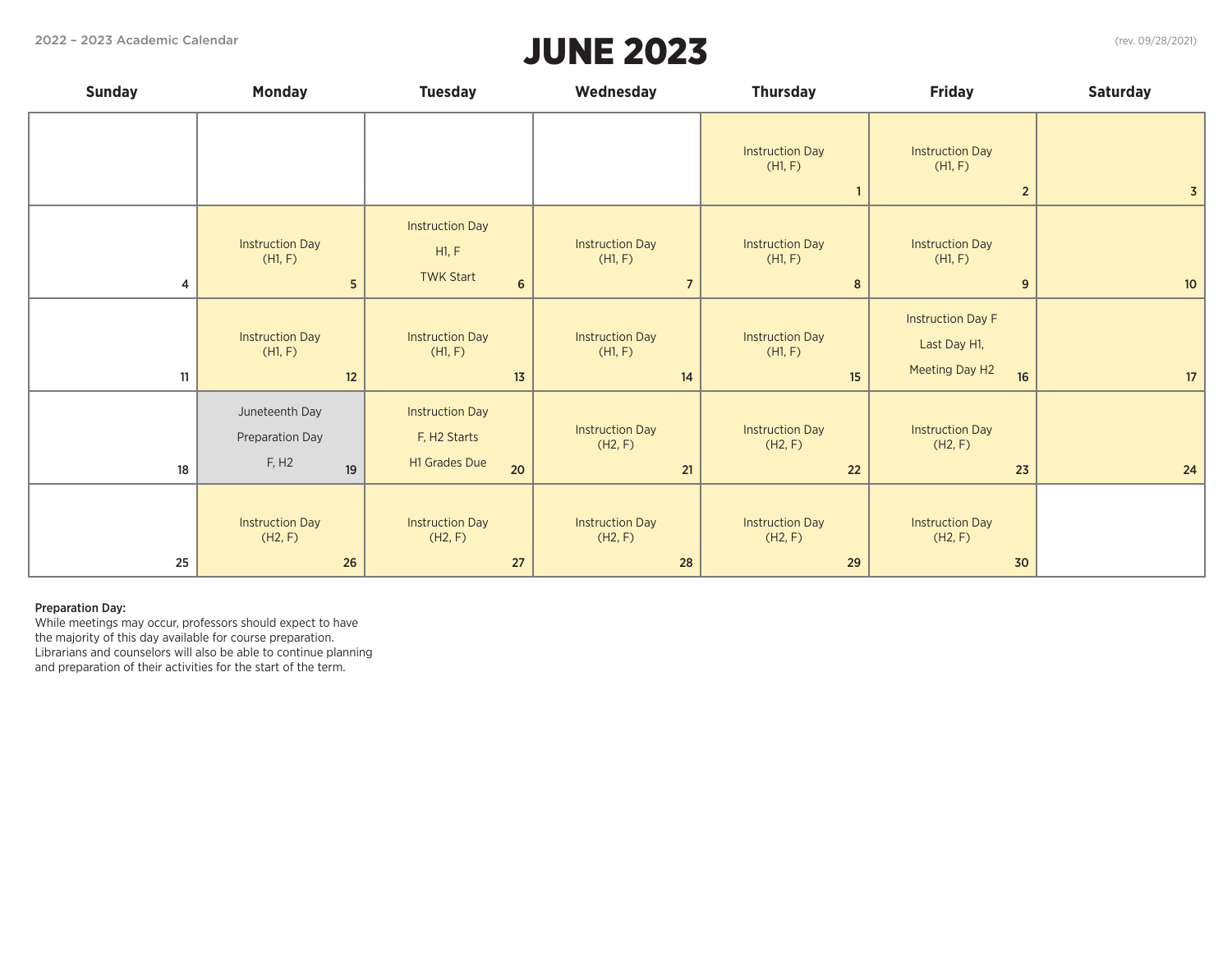2022 – 2023 Academic Calendar

# JUNE 2023

(rev. 09/28/2021)

| Sunday | Monday | Tuesday | Wednesday | Thursday | Friday | Saturday |
|---|---|---|---|---|---|---|
| | | | | Instruction Day (H1, F) 1 | Instruction Day (H1, F) 2 | 3 |
| 4 | Instruction Day (H1, F) 5 | Instruction Day H1, F TWK Start 6 | Instruction Day (H1, F) 7 | Instruction Day (H1, F) 8 | Instruction Day (H1, F) 9 | 10 |
| 11 | Instruction Day (H1, F) 12 | Instruction Day (H1, F) 13 | Instruction Day (H1, F) 14 | Instruction Day (H1, F) 15 | Instruction Day F Last Day H1, Meeting Day H2 16 | 17 |
| 18 | Juneteenth Day Preparation Day F, H2 19 | Instruction Day F, H2 Starts H1 Grades Due 20 | Instruction Day (H2, F) 21 | Instruction Day (H2, F) 22 | Instruction Day (H2, F) 23 | 24 |
| 25 | Instruction Day (H2, F) 26 | Instruction Day (H2, F) 27 | Instruction Day (H2, F) 28 | Instruction Day (H2, F) 29 | Instruction Day (H2, F) 30 | |

**Preparation Day:**
While meetings may occur, professors should expect to have the majority of this day available for course preparation. Librarians and counselors will also be able to continue planning and preparation of their activities for the start of the term.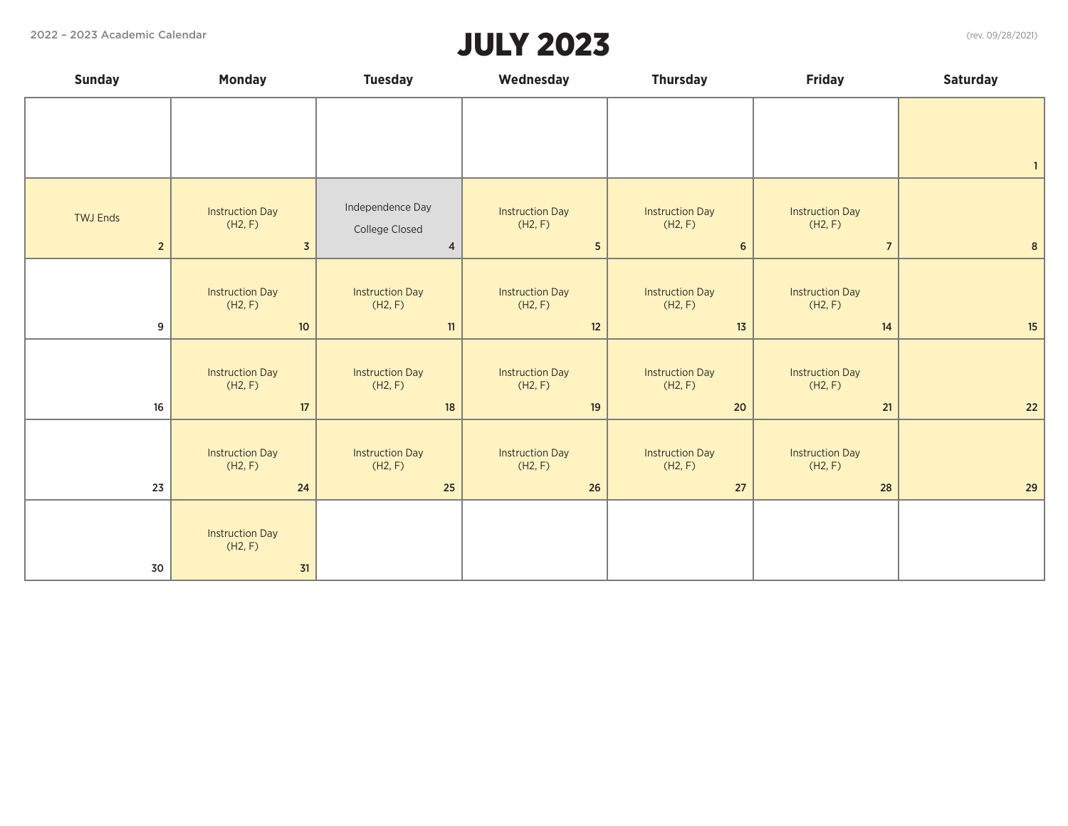2022 – 2023 Academic Calendar

# JULY 2023

(rev. 09/28/2021)

| Sunday | Monday | Tuesday | Wednesday | Thursday | Friday | Saturday |
|---|---|---|---|---|---|---|
| | | | | | | 1 |
| TWJ Ends 2 | Instruction Day (H2, F) 3 | Independence Day College Closed 4 | Instruction Day (H2, F) 5 | Instruction Day (H2, F) 6 | Instruction Day (H2, F) 7 | 8 |
| 9 | Instruction Day (H2, F) 10 | Instruction Day (H2, F) 11 | Instruction Day (H2, F) 12 | Instruction Day (H2, F) 13 | Instruction Day (H2, F) 14 | 15 |
| 16 | Instruction Day (H2, F) 17 | Instruction Day (H2, F) 18 | Instruction Day (H2, F) 19 | Instruction Day (H2, F) 20 | Instruction Day (H2, F) 21 | 22 |
| 23 | Instruction Day (H2, F) 24 | Instruction Day (H2, F) 25 | Instruction Day (H2, F) 26 | Instruction Day (H2, F) 27 | Instruction Day (H2, F) 28 | 29 |
| 30 | Instruction Day (H2, F) 31 | | | | | |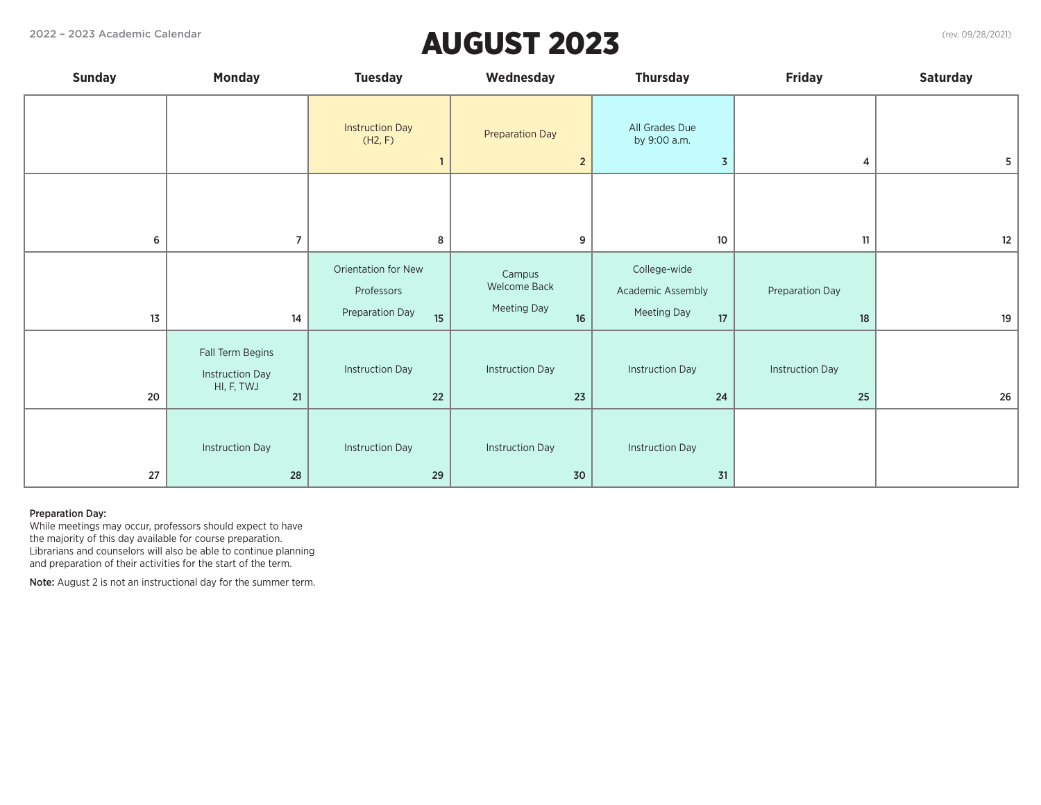2022 – 2023 Academic Calendar

# AUGUST 2023

(rev. 09/28/2021)

| Sunday | Monday | Tuesday | Wednesday | Thursday | Friday | Saturday |
|---|---|---|---|---|---|---|
| | | Instruction Day (H2, F) 1 | Preparation Day 2 | All Grades Due by 9:00 a.m. 3 | 4 | 5 |
| 6 | 7 | 8 | 9 | 10 | 11 | 12 |
| 13 | 14 | Orientation for New Professors<br>Preparation Day 15 | Campus Welcome Back<br>Meeting Day 16 | College-wide Academic Assembly<br>Meeting Day 17 | Preparation Day 18 | 19 |
| 20 | Fall Term Begins<br>Instruction Day HI, F, TWJ 21 | Instruction Day 22 | Instruction Day 23 | Instruction Day 24 | Instruction Day 25 | 26 |
| 27 | Instruction Day 28 | Instruction Day 29 | Instruction Day 30 | Instruction Day 31 | | |

**Preparation Day:**
While meetings may occur, professors should expect to have the majority of this day available for course preparation. Librarians and counselors will also be able to continue planning and preparation of their activities for the start of the term.

**Note:** August 2 is not an instructional day for the summer term.